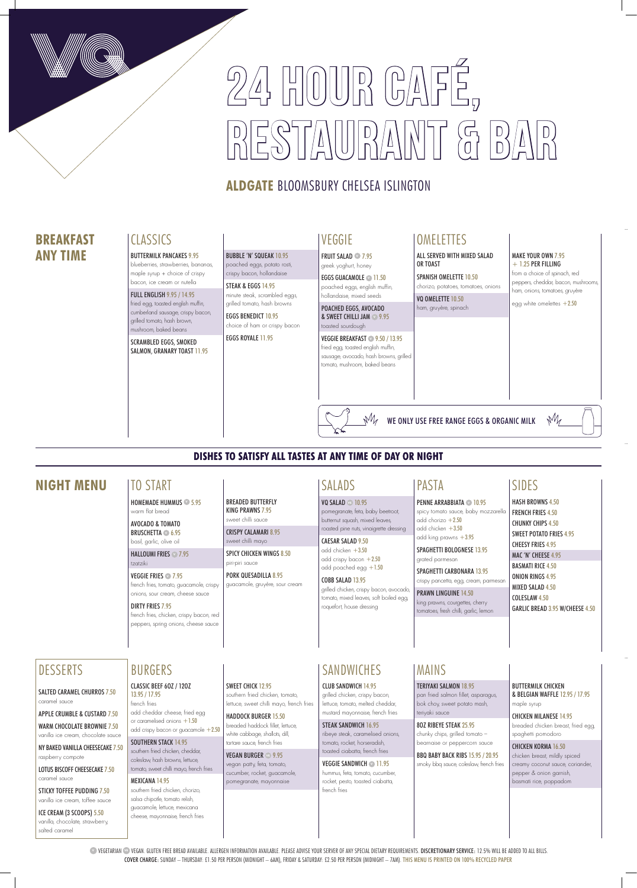# 24 HOUR CAFÉ, RESTAURANT & BAR

**ALDGATE** BLOOMSBURY CHELSEA ISLINGTON

## BREAKFAST ANY TIME

### CLASSICS

**BUTTERMILK PANCAKES** 9.95
blueberries, strawberries, bananas, maple syrup + choice of crispy bacon, ice cream or nutella

**FULL ENGLISH** 9.95 / 14.95
fried egg, toasted english muffin, cumberland sausage, crispy bacon, grilled tomato, hash brown, mushroom, baked beans

**SCRAMBLED EGGS, SMOKED SALMON, GRANARY TOAST** 11.95

**BUBBLE 'N' SQUEAK** 10.95
poached eggs, potato rosti, crispy bacon, hollandaise

**STEAK & EGGS** 14.95
minute steak, scrambled eggs, grilled tomato, hash browns

**EGGS BENEDICT** 10.95
choice of ham or crispy bacon

**EGGS ROYALE** 11.95

### VEGGIE

**FRUIT SALAD** (V) 7.95
greek yoghurt, honey

**EGGS GUACAMOLE** (V) 11.50
poached eggs, english muffin, hollandaise, mixed seeds

**POACHED EGGS, AVOCADO & SWEET CHILLI JAM** (V) 9.95
toasted sourdough

**VEGGIE BREAKFAST** (V) 9.50 / 13.95
fried egg, toasted english muffin, sausage, avocado, hash browns, grilled tomato, mushroom, baked beans

### OMELETTES

ALL SERVED WITH MIXED SALAD OR TOAST

**SPANISH OMELETTE** 10.50
chorizo, potatoes, tomatoes, onions

**VQ OMELETTE** 10.50
ham, gruyère, spinach

**MAKE YOUR OWN** 7.95 + 1.25 PER FILLING
from a choice of spinach, red peppers, cheddar, bacon, mushrooms, ham, onions, tomatoes, gruyère

egg white omelettes +2.50

WE ONLY USE FREE RANGE EGGS & ORGANIC MILK

**DISHES TO SATISFY ALL TASTES AT ANY TIME OF DAY OR NIGHT**

## NIGHT MENU

### TO START

**HOMEMADE HUMMUS** (V) 5.95
warm flat bread

**AVOCADO & TOMATO BRUSCHETTA** (V) 6.95
basil, garlic, olive oil

**HALLOUMI FRIES** (V) 7.95
tzatziki

**VEGGIE FRIES** (V) 7.95
french fries, tomato, guacamole, crispy onions, sour cream, cheese sauce

**DIRTY FRIES** 7.95
french fries, chicken, crispy bacon, red peppers, spring onions, cheese sauce

**BREADED BUTTERFLY KING PRAWNS** 7.95
sweet chilli sauce

**CRISPY CALAMARI** 8.95
sweet chilli mayo

**SPICY CHICKEN WINGS** 8.50
piri-piri sauce

**PORK QUESADILLA** 8.95
guacamole, gruyère, sour cream

### SALADS

**VQ SALAD** (VE) 10.95
pomegranate, feta, baby beetroot, butternut squash, mixed leaves, roasted pine nuts, vinaigrette dressing

**CAESAR SALAD** 9.50
add chicken +3.50
add crispy bacon +2.50
add poached egg +1.50

**COBB SALAD** 13.95
grilled chicken, crispy bacon, avocado, tomato, mixed leaves, soft boiled egg, roquefort, house dressing

### PASTA

**PENNE ARRABBIATA** (V) 10.95
spicy tomato sauce, baby mozzarella
add chorizo +2.50
add chicken +3.50
add king prawns +3.95

**SPAGHETTI BOLOGNESE** 13.95
grated parmesan

**SPAGHETTI CARBONARA** 13.95
crispy pancetta, egg, cream, parmesan

**PRAWN LINGUINE** 14.50
king prawns, courgettes, cherry tomatoes, fresh chilli, garlic, lemon

### SIDES

- **HASH BROWNS** 4.50
- **FRENCH FRIES** 4.50
- **CHUNKY CHIPS** 4.50
- **SWEET POTATO FRIES** 4.95
- **CHEESY FRIES** 4.95
- **MAC 'N' CHEESE** 4.95
- **BASMATI RICE** 4.50
- **ONION RINGS** 4.95
- **MIXED SALAD** 4.50
- **COLESLAW** 4.50
- **GARLIC BREAD** 3.95 **W/CHEESE** 4.50

### DESSERTS

**SALTED CARAMEL CHURROS** 7.50
caramel sauce

**APPLE CRUMBLE & CUSTARD** 7.50

**WARM CHOCOLATE BROWNIE** 7.50
vanilla ice cream, chocolate sauce

**NY BAKED VANILLA CHEESECAKE** 7.50
raspberry compote

**LOTUS BISCOFF CHEESECAKE** 7.50
caramel sauce

**STICKY TOFFEE PUDDING** 7.50
vanilla ice cream, toffee sauce

**ICE CREAM (3 SCOOPS)** 5.50
vanilla, chocolate, strawberry, salted caramel

### BURGERS

**CLASSIC BEEF 6OZ / 12OZ** 13.95 / 17.95
french fries
add cheddar cheese, fried egg or caramelised onions +1.50
add crispy bacon or guacamole +2.50

**SOUTHERN STACK** 14.95
southern fried chicken, cheddar, coleslaw, hash browns, lettuce, tomato, sweet chilli mayo, french fries

**MEXICANA** 14.95
southern fried chicken, chorizo, salsa chipotle, tomato relish, guacamole, lettuce, mexicana cheese, mayonnaise, french fries

**SWEET CHICK** 12.95
southern fried chicken, tomato, lettuce, sweet chilli mayo, french fries

**HADDOCK BURGER** 15.50
breaded haddock fillet, lettuce, white cabbage, shallots, dill, tartare sauce, french fries

**VEGAN BURGER** (VE) 9.95
vegan patty, feta, tomato, cucumber, rocket, guacamole, pomegranate, mayonnaise

### SANDWICHES

**CLUB SANDWICH** 14.95
grilled chicken, crispy bacon, lettuce, tomato, melted cheddar, mustard mayonnaise, french fries

**STEAK SANDWICH** 16.95
ribeye steak, caramelised onions, tomato, rocket, horseradish, toasted ciabatta, french fries

**VEGGIE SANDWICH** (V) 11.95
hummus, feta, tomato, cucumber, rocket, pesto, toasted ciabatta, french fries

### MAINS

**TERIYAKI SALMON** 18.95
pan fried salmon fillet, asparagus, bok choy, sweet potato mash, teriyaki sauce

**8OZ RIBEYE STEAK** 25.95
chunky chips, grilled tomato – bearnaise or peppercorn sauce

**BBQ BABY BACK RIBS** 15.95 / 20.95
smoky bbq sauce, coleslaw, french fries

**BUTTERMILK CHICKEN & BELGIAN WAFFLE** 12.95 / 17.95
maple syrup

**CHICKEN MILANESE** 14.95
breaded chicken breast, fried egg, spaghetti pomodoro

**CHICKEN KORMA** 16.50
chicken breast, mildly spiced creamy coconut sauce, coriander, pepper & onion garnish, basmati rice, poppadom

(V) VEGETARIAN (VE) VEGAN. GLUTEN FREE BREAD AVAILABLE. ALLERGEN INFORMATION AVAILABLE. PLEASE ADVISE YOUR SERVER OF ANY SPECIAL DIETARY REQUIREMENTS. **DISCRETIONARY SERVICE:** 12.5% WILL BE ADDED TO ALL BILLS.
**COVER CHARGE:** SUNDAY – THURSDAY: £1.50 PER PERSON (MIDNIGHT – 6AM), FRIDAY & SATURDAY: £2.50 PER PERSON (MIDNIGHT – 7AM). THIS MENU IS PRINTED ON 100% RECYCLED PAPER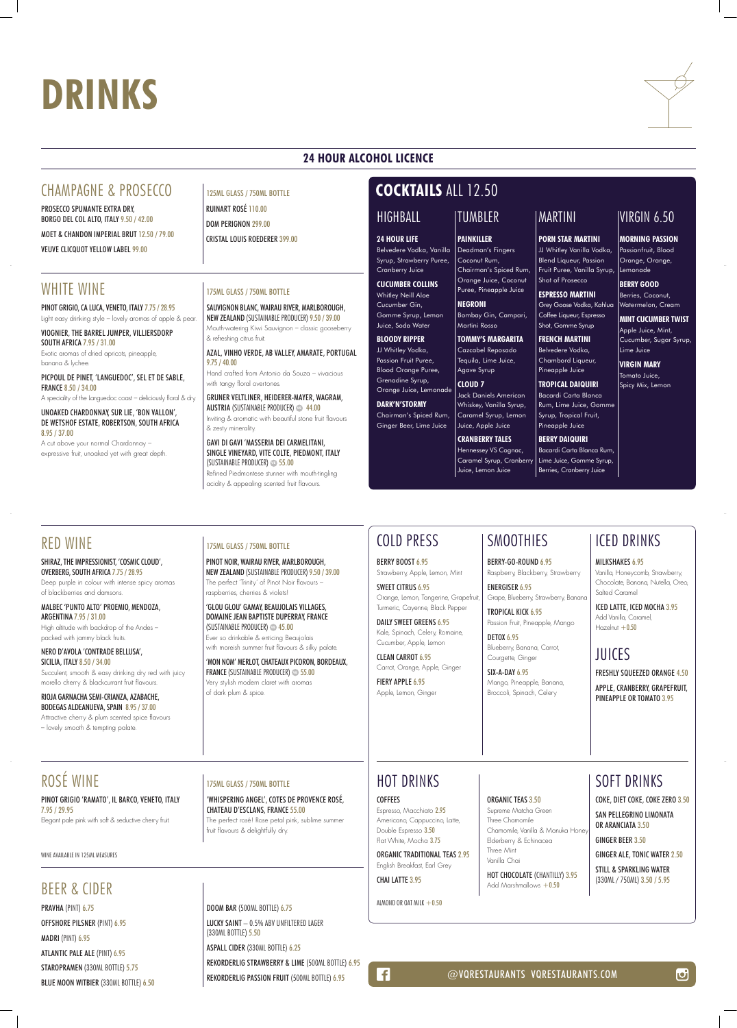# DRINKS

**24 HOUR ALCOHOL LICENCE**

## CHAMPAGNE & PROSECCO

PROSECCO SPUMANTE EXTRA DRY, BORGO DEL COL ALTO, ITALY 9.50 / 42.00

MOET & CHANDON IMPERIAL BRUT 12.50 / 79.00

VEUVE CLICQUOT YELLOW LABEL 99.00

125ML GLASS / 750ML BOTTLE

RUINART ROSÉ 110.00

DOM PERIGNON 299.00

CRISTAL LOUIS ROEDERER 399.00

## WHITE WINE

PINOT GRIGIO, CA LUCA, VENETO, ITALY 7.75 / 28.95
Light easy drinking style – lovely aromas of apple & pear.

VIOGNIER, THE BARREL JUMPER, VILLIERSDORP SOUTH AFRICA 7.95 / 31.00
Exotic aromas of dried apricots, pineapple, banana & lychee.

PICPOUL DE PINET, 'LANGUEDOC', SEL ET DE SABLE, FRANCE 8.50 / 34.00
A speciality of the Languedoc coast – deliciously floral & dry.

UNOAKED CHARDONNAY, SUR LIE, 'BON VALLON', DE WETSHOF ESTATE, ROBERTSON, SOUTH AFRICA 8.95 / 37.00
A cut above your normal Chardonnay – expressive fruit, unoaked yet with great depth.

175ML GLASS / 750ML BOTTLE

SAUVIGNON BLANC, WAIRAU RIVER, MARLBOROUGH, NEW ZEALAND (SUSTAINABLE PRODUCER) 9.50 / 39.00
Mouth-watering Kiwi Sauvignon – classic gooseberry & refreshing citrus fruit.

AZAL, VINHO VERDE, AB VALLEY, AMARATE, PORTUGAL 9.75 / 40.00
Hand crafted from Antonio da Souza – vivacious with tangy floral overtones.

GRUNER VELTLINER, HEIDERER-MAYER, WAGRAM, AUSTRIA (SUSTAINABLE PRODUCER) 44.00
Inviting & aromatic with beautiful stone fruit flavours & zesty minerality.

GAVI DI GAVI 'MASSERIA DEI CARMELITANI, SINGLE VINEYARD, VITE COLTE, PIEDMONT, ITALY (SUSTAINABLE PRODUCER) 55.00
Refined Piedmontese stunner with mouth-tingling acidity & appealing scented fruit flavours.

## COCKTAILS ALL 12.50

### HIGHBALL

**24 HOUR LIFE**
Belvedere Vodka, Vanilla Syrup, Strawberry Puree, Cranberry Juice

**CUCUMBER COLLINS**
Whitley Neill Aloe Cucumber Gin, Gomme Syrup, Lemon Juice, Soda Water

**BLOODY RIPPER**
JJ Whitley Vodka, Passion Fruit Puree, Blood Orange Puree, Grenadine Syrup, Orange Juice, Lemonade

**DARK'N'STORMY**
Chairman's Spiced Rum, Ginger Beer, Lime Juice

### TUMBLER

**PAINKILLER**
Deadman's Fingers Coconut Rum, Chairman's Spiced Rum, Orange Juice, Coconut Puree, Pineapple Juice

**NEGRONI**
Bombay Gin, Campari, Martini Rosso

**TOMMY'S MARGARITA**
Cazcabel Reposado Tequila, Lime Juice, Agave Syrup

**CLOUD 7**
Jack Daniels American Whiskey, Vanilla Syrup, Caramel Syrup, Lemon Juice, Apple Juice

**CRANBERRY TALES**
Hennessey VS Cognac, Caramel Syrup, Cranberry Juice, Lemon Juice

### MARTINI

**PORN STAR MARTINI**
JJ Whitley Vanilla Vodka, Blend Liqueur, Passion Fruit Puree, Vanilla Syrup, Shot of Prosecco

**ESPRESSO MARTINI**
Grey Goose Vodka, Kahlua Coffee Liqueur, Espresso Shot, Gomme Syrup

**FRENCH MARTINI**
Belvedere Vodka, Chambord Liqueur, Pineapple Juice

**TROPICAL DAIQUIRI**
Bacardi Carta Blanca Rum, Lime Juice, Gomme Syrup, Tropical Fruit, Pineapple Juice

**BERRY DAIQUIRI**
Bacardi Carta Blanca Rum, Lime Juice, Gomme Syrup, Berries, Cranberry Juice

### VIRGIN 6.50

**MORNING PASSION**
Passionfruit, Blood Orange, Orange, Lemonade

**BERRY GOOD**
Berries, Coconut, Watermelon, Cream

**MINT CUCUMBER TWIST**
Apple Juice, Mint, Cucumber, Sugar Syrup, Lime Juice

**VIRGIN MARY**
Tomato Juice, Spicy Mix, Lemon

## RED WINE

SHIRAZ, THE IMPRESSIONIST, 'COSMIC CLOUD', OVERBERG, SOUTH AFRICA 7.75 / 28.95
Deep purple in colour with intense spicy aromas of blackberries and damsons.

MALBEC 'PUNTO ALTO' PROEMIO, MENDOZA, ARGENTINA 7.95 / 31.00
High altitude with backdrop of the Andes – packed with jammy black fruits.

NERO D'AVOLA 'CONTRADE BELLUSA', SICILIA, ITALY 8.50 / 34.00
Succulent, smooth & easy drinking dry red with juicy morello cherry & blackcurrant fruit flavours.

RIOJA GARNACHA SEMI-CRIANZA, AZABACHE, BODEGAS ALDEANUEVA, SPAIN 8.95 / 37.00
Attractive cherry & plum scented spice flavours – lovely smooth & tempting palate.

175ML GLASS / 750ML BOTTLE

PINOT NOIR, WAIRAU RIVER, MARLBOROUGH, NEW ZEALAND (SUSTAINABLE PRODUCER) 9.50 / 39.00
The perfect 'Trinity' of Pinot Noir flavours – raspberries, cherries & violets!

'GLOU GLOU' GAMAY, BEAUJOLAIS VILLAGES, DOMAINE JEAN BAPTISTE DUPERRAY, FRANCE (SUSTAINABLE PRODUCER) 45.00
Ever so drinkable & enticing Beaujolais with moreish summer fruit flavours & silky palate.

'MON NOM' MERLOT, CHATEAUX PICORON, BORDEAUX, FRANCE (SUSTAINABLE PRODUCER) 55.00
Very stylish modern claret with aromas of dark plum & spice.

## COLD PRESS

BERRY BOOST 6.95
Strawberry, Apple, Lemon, Mint

SWEET CITRUS 6.95
Orange, Lemon, Tangerine, Grapefruit, Turmeric, Cayenne, Black Pepper

DAILY SWEET GREENS 6.95
Kale, Spinach, Celery, Romaine, Cucumber, Apple, Lemon

CLEAN CARROT 6.95
Carrot, Orange, Apple, Ginger

FIERY APPLE 6.95
Apple, Lemon, Ginger

## SMOOTHIES

BERRY-GO-ROUND 6.95
Raspberry, Blackberry, Strawberry

ENERGISER 6.95
Grape, Blueberry, Strawberry, Banana

TROPICAL KICK 6.95
Passion Fruit, Pineapple, Mango

DETOX 6.95
Blueberry, Banana, Carrot, Courgette, Ginger

SIX-A-DAY 6.95
Mango, Pineapple, Banana, Broccoli, Spinach, Celery

## ICED DRINKS

MILKSHAKES 6.95
Vanilla, Honeycomb, Strawberry, Chocolate, Banana, Nutella, Oreo, Salted Caramel

ICED LATTE, ICED MOCHA 3.95
Add Vanilla, Caramel, Hazelnut +0.50

## JUICES

FRESHLY SQUEEZED ORANGE 4.50

APPLE, CRANBERRY, GRAPEFRUIT, PINEAPPLE OR TOMATO 3.95

## ROSÉ WINE

PINOT GRIGIO 'RAMATO', IL BARCO, VENETO, ITALY 7.95 / 29.95
Elegant pale pink with soft & seductive cherry fruit.

175ML GLASS / 750ML BOTTLE

'WHISPERING ANGEL', COTES DE PROVENCE ROSÉ, CHATEAU D'ESCLANS, FRANCE 55.00
The perfect rosé! Rose petal pink, sublime summer fruit flavours & delightfully dry.

WINE AVAILABLE IN 125ML MEASURES

## HOT DRINKS

COFFEES
Espresso, Macchiato 2.95
Americano, Cappuccino, Latte, Double Espresso 3.50
Flat White, Mocha 3.75

ORGANIC TRADITIONAL TEAS 2.95
English Breakfast, Earl Grey

CHAI LATTE 3.95

ALMOND OR OAT MILK +0.50

ORGANIC TEAS 3.50
Supreme Matcha Green
Three Chamomile
Chamomile, Vanilla & Manuka Honey
Elderberry & Echinacea
Three Mint
Vanilla Chai

HOT CHOCOLATE (CHANTILLY) 3.95
Add Marshmallows +0.50

## SOFT DRINKS

COKE, DIET COKE, COKE ZERO 3.50

SAN PELLEGRINO LIMONATA OR ARANCIATA 3.50

GINGER BEER 3.50

GINGER ALE, TONIC WATER 2.50

STILL & SPARKLING WATER (330ML / 750ML) 3.50 / 5.95

## BEER & CIDER

PRAVHA (PINT) 6.75

OFFSHORE PILSNER (PINT) 6.95

MADRI (PINT) 6.95

ATLANTIC PALE ALE (PINT) 6.95

STAROPRAMEN (330ML BOTTLE) 5.75

BLUE MOON WITBIER (330ML BOTTLE) 6.50

DOOM BAR (500ML BOTTLE) 6.75

LUCKY SAINT – 0.5% ABV UNFILTERED LAGER (330ML BOTTLE) 5.50

ASPALL CIDER (330ML BOTTLE) 6.25

REKORDERLIG STRAWBERRY & LIME (500ML BOTTLE) 6.95

REKORDERLIG PASSION FRUIT (500ML BOTTLE) 6.95

@VQRESTAURANTS VQRESTAURANTS.COM